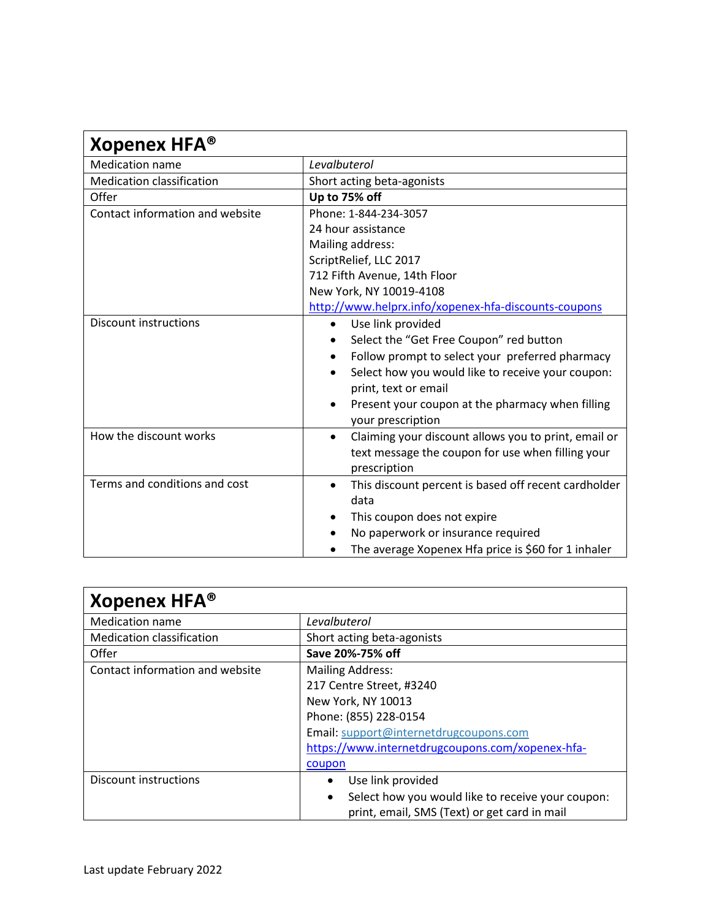| Xopenex HFA® | |
|---|---|
| Medication name | *Levalbuterol* |
| Medication classification | Short acting beta-agonists |
| Offer | **Up to 75% off** |
| Contact information and website | Phone: 1-844-234-3057<br>24 hour assistance<br>Mailing address:<br>ScriptRelief, LLC 2017<br>712 Fifth Avenue, 14th Floor<br>New York, NY 10019-4108<br>http://www.helprx.info/xopenex-hfa-discounts-coupons |
| Discount instructions | • Use link provided<br>• Select the "Get Free Coupon" red button<br>• Follow prompt to select your preferred pharmacy<br>• Select how you would like to receive your coupon: print, text or email<br>• Present your coupon at the pharmacy when filling your prescription |
| How the discount works | • Claiming your discount allows you to print, email or text message the coupon for use when filling your prescription |
| Terms and conditions and cost | • This discount percent is based off recent cardholder data<br>• This coupon does not expire<br>• No paperwork or insurance required<br>• The average Xopenex Hfa price is $60 for 1 inhaler |

| Xopenex HFA® | |
|---|---|
| Medication name | *Levalbuterol* |
| Medication classification | Short acting beta-agonists |
| Offer | **Save 20%-75% off** |
| Contact information and website | Mailing Address:<br>217 Centre Street, #3240<br>New York, NY 10013<br>Phone: (855) 228-0154<br>Email: support@internetdrugcoupons.com<br>https://www.internetdrugcoupons.com/xopenex-hfa-coupon |
| Discount instructions | • Use link provided<br>• Select how you would like to receive your coupon: print, email, SMS (Text) or get card in mail |

Last update February 2022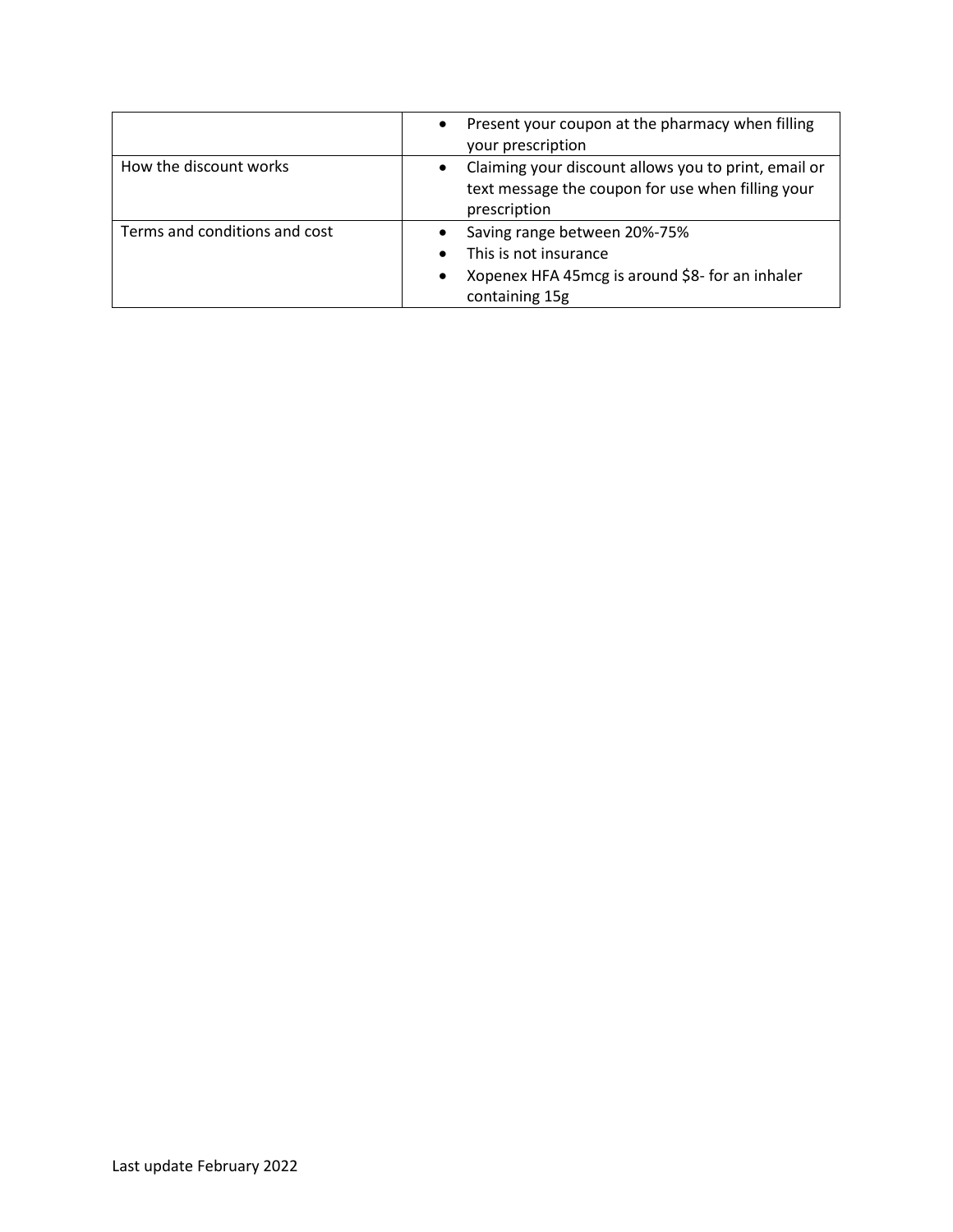| | |
|---|---|
| | • Present your coupon at the pharmacy when filling your prescription |
| How the discount works | • Claiming your discount allows you to print, email or text message the coupon for use when filling your prescription |
| Terms and conditions and cost | • Saving range between 20%-75%<br>• This is not insurance<br>• Xopenex HFA 45mcg is around $8- for an inhaler containing 15g |

Last update February 2022